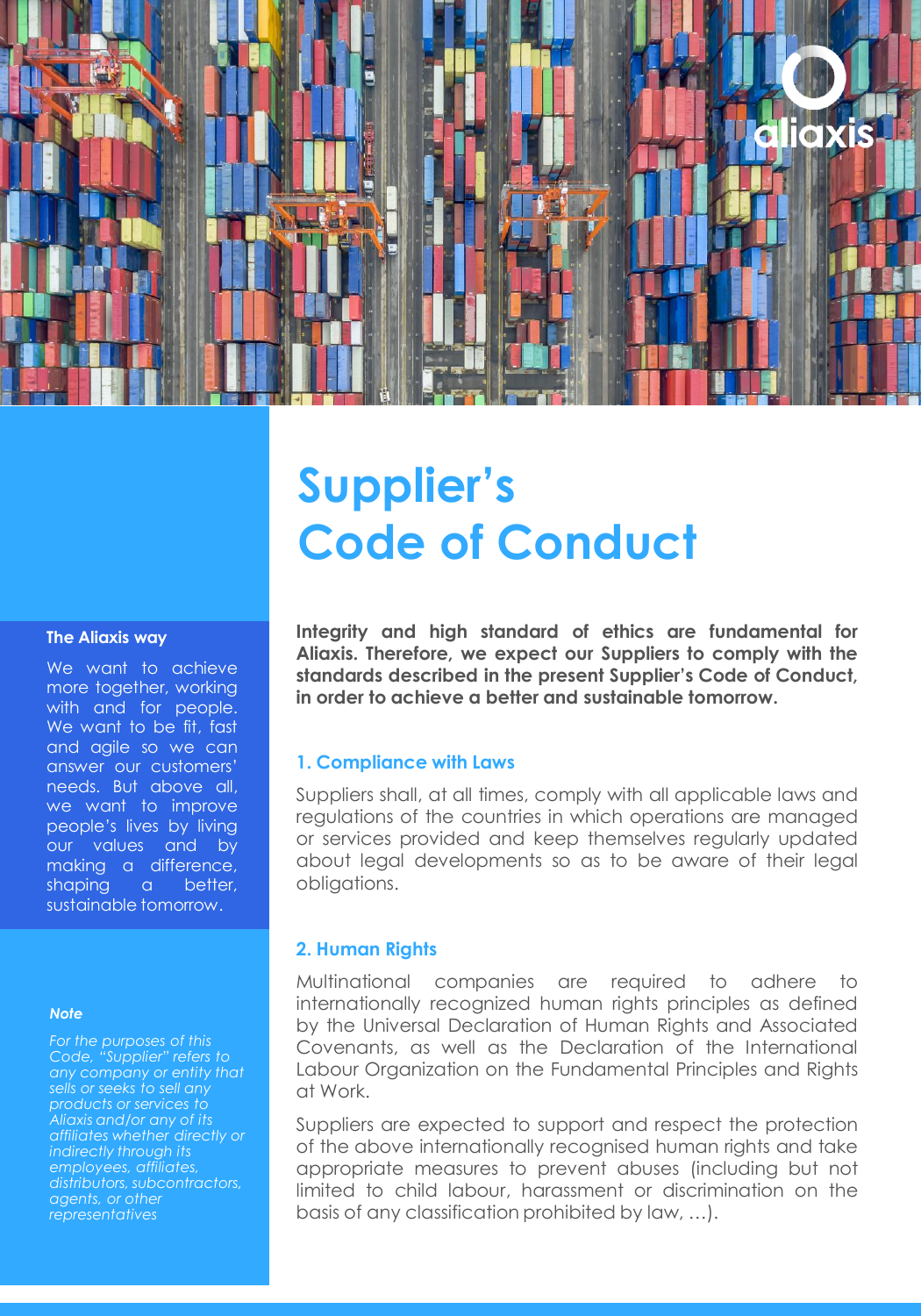# Supplier's Code of Conduct

**The Aliaxis way**

We want to achieve more together, working with and for people. We want to be fit, fast and agile so we can answer our customers' needs. But above all, we want to improve people's lives by living our values and by making a difference, shaping a better, sustainable tomorrow.

***Note***

*For the purposes of this Code, "Supplier" refers to any company or entity that sells or seeks to sell any products or services to Aliaxis and/or any of its affiliates whether directly or indirectly through its employees, affiliates, distributors, subcontractors, agents, or other representatives*

**Integrity and high standard of ethics are fundamental for Aliaxis. Therefore, we expect our Suppliers to comply with the standards described in the present Supplier's Code of Conduct, in order to achieve a better and sustainable tomorrow.**

## 1. Compliance with Laws

Suppliers shall, at all times, comply with all applicable laws and regulations of the countries in which operations are managed or services provided and keep themselves regularly updated about legal developments so as to be aware of their legal obligations.

## 2. Human Rights

Multinational companies are required to adhere to internationally recognized human rights principles as defined by the Universal Declaration of Human Rights and Associated Covenants, as well as the Declaration of the International Labour Organization on the Fundamental Principles and Rights at Work.

Suppliers are expected to support and respect the protection of the above internationally recognised human rights and take appropriate measures to prevent abuses (including but not limited to child labour, harassment or discrimination on the basis of any classification prohibited by law, ...).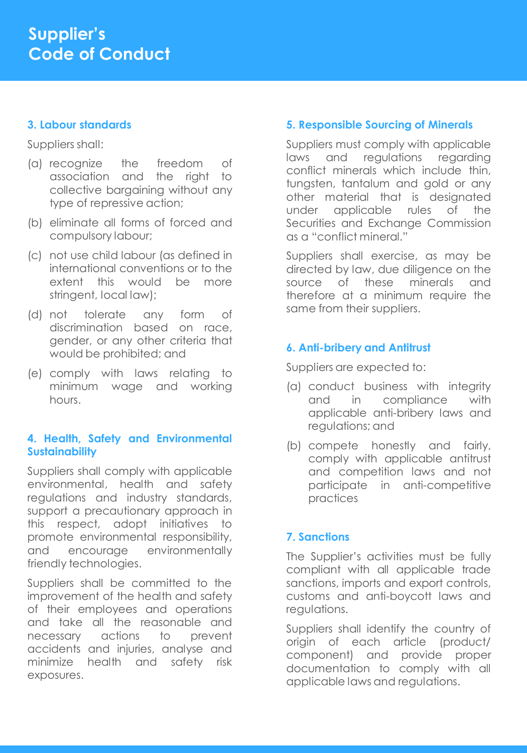# Supplier's Code of Conduct

## 3. Labour standards

Suppliers shall:

(a) recognize the freedom of association and the right to collective bargaining without any type of repressive action;

(b) eliminate all forms of forced and compulsory labour;

(c) not use child labour (as defined in international conventions or to the extent this would be more stringent, local law);

(d) not tolerate any form of discrimination based on race, gender, or any other criteria that would be prohibited; and

(e) comply with laws relating to minimum wage and working hours.

## 4. Health, Safety and Environmental Sustainability

Suppliers shall comply with applicable environmental, health and safety regulations and industry standards, support a precautionary approach in this respect, adopt initiatives to promote environmental responsibility, and encourage environmentally friendly technologies.

Suppliers shall be committed to the improvement of the health and safety of their employees and operations and take all the reasonable and necessary actions to prevent accidents and injuries, analyse and minimize health and safety risk exposures.

## 5. Responsible Sourcing of Minerals

Suppliers must comply with applicable laws and regulations regarding conflict minerals which include thin, tungsten, tantalum and gold or any other material that is designated under applicable rules of the Securities and Exchange Commission as a "conflict mineral."

Suppliers shall exercise, as may be directed by law, due diligence on the source of these minerals and therefore at a minimum require the same from their suppliers.

## 6. Anti-bribery and Antitrust

Suppliers are expected to:

(a) conduct business with integrity and in compliance with applicable anti-bribery laws and regulations; and

(b) compete honestly and fairly, comply with applicable antitrust and competition laws and not participate in anti-competitive practices

## 7. Sanctions

The Supplier's activities must be fully compliant with all applicable trade sanctions, imports and export controls, customs and anti-boycott laws and regulations.

Suppliers shall identify the country of origin of each article (product/ component) and provide proper documentation to comply with all applicable laws and regulations.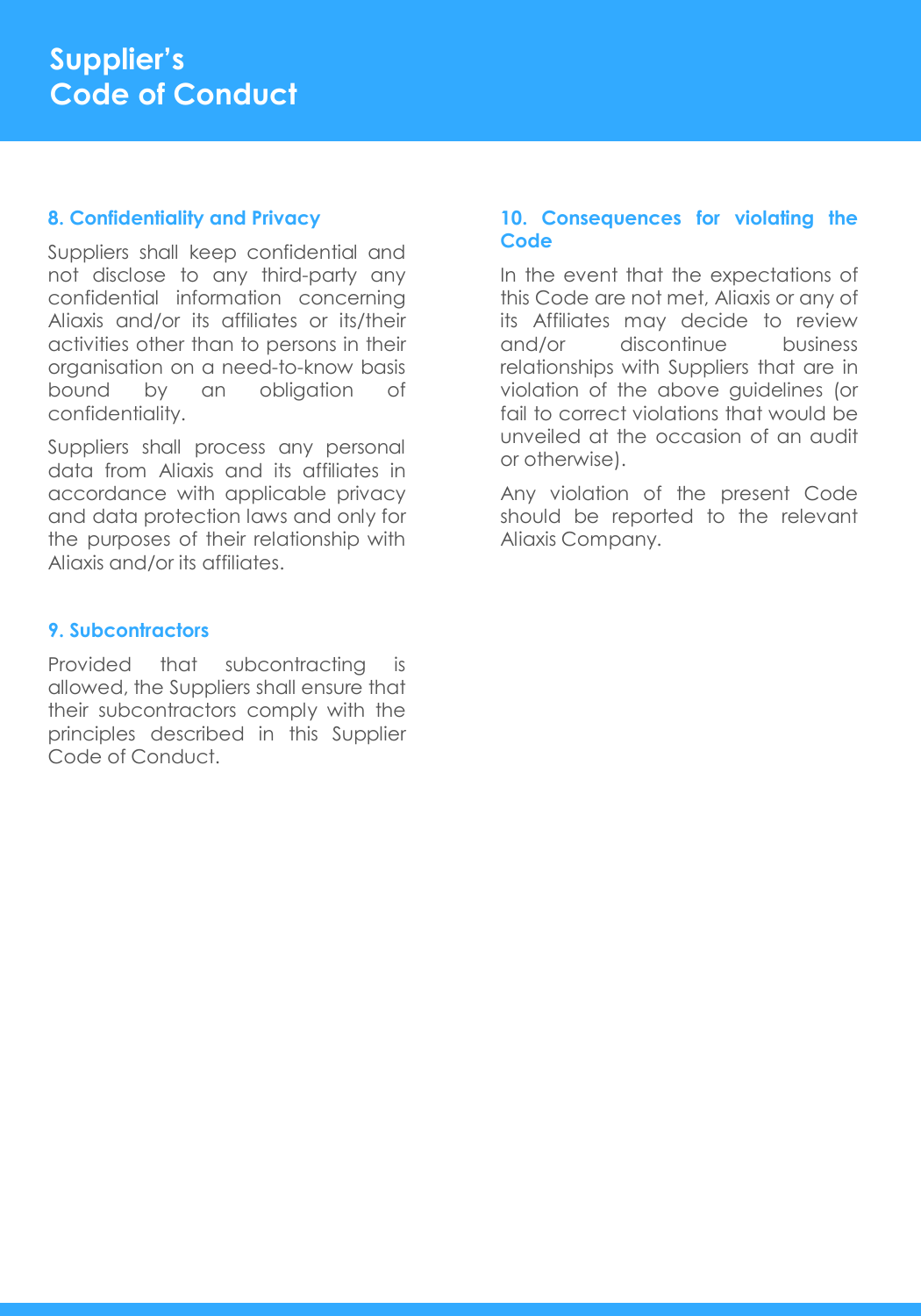## 8. Confidentiality and Privacy

Suppliers shall keep confidential and not disclose to any third-party any confidential information concerning Aliaxis and/or its affiliates or its/their activities other than to persons in their organisation on a need-to-know basis bound by an obligation of confidentiality.

Suppliers shall process any personal data from Aliaxis and its affiliates in accordance with applicable privacy and data protection laws and only for the purposes of their relationship with Aliaxis and/or its affiliates.

## 9. Subcontractors

Provided that subcontracting is allowed, the Suppliers shall ensure that their subcontractors comply with the principles described in this Supplier Code of Conduct.

## 10. Consequences for violating the Code

In the event that the expectations of this Code are not met, Aliaxis or any of its Affiliates may decide to review and/or discontinue business relationships with Suppliers that are in violation of the above guidelines (or fail to correct violations that would be unveiled at the occasion of an audit or otherwise).

Any violation of the present Code should be reported to the relevant Aliaxis Company.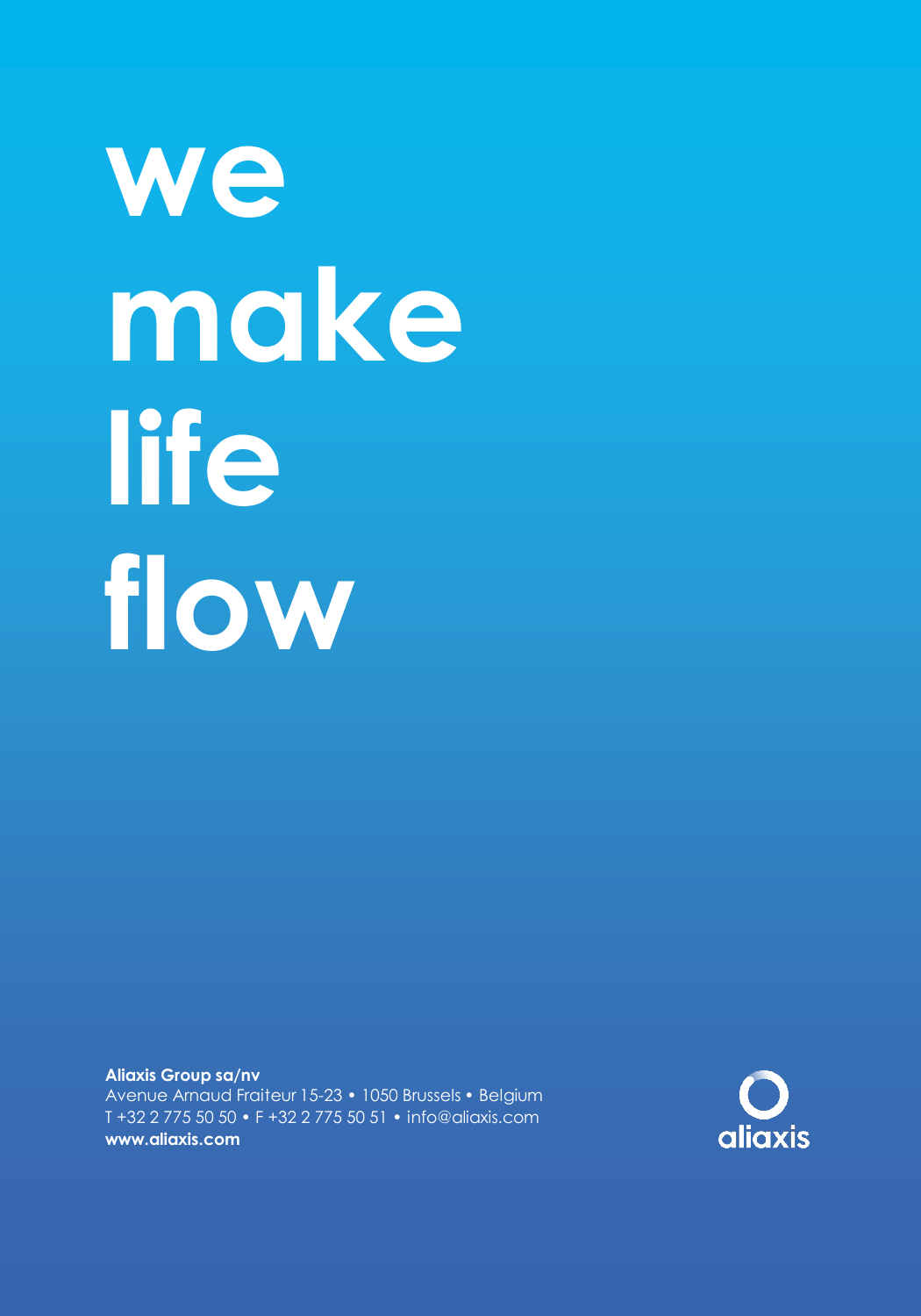# we make life flow

**Aliaxis Group sa/nv**
Avenue Arnaud Fraiteur 15-23 • 1050 Brussels • Belgium
T +32 2 775 50 50 • F +32 2 775 50 51 • info@aliaxis.com
**www.aliaxis.com**

aliaxis